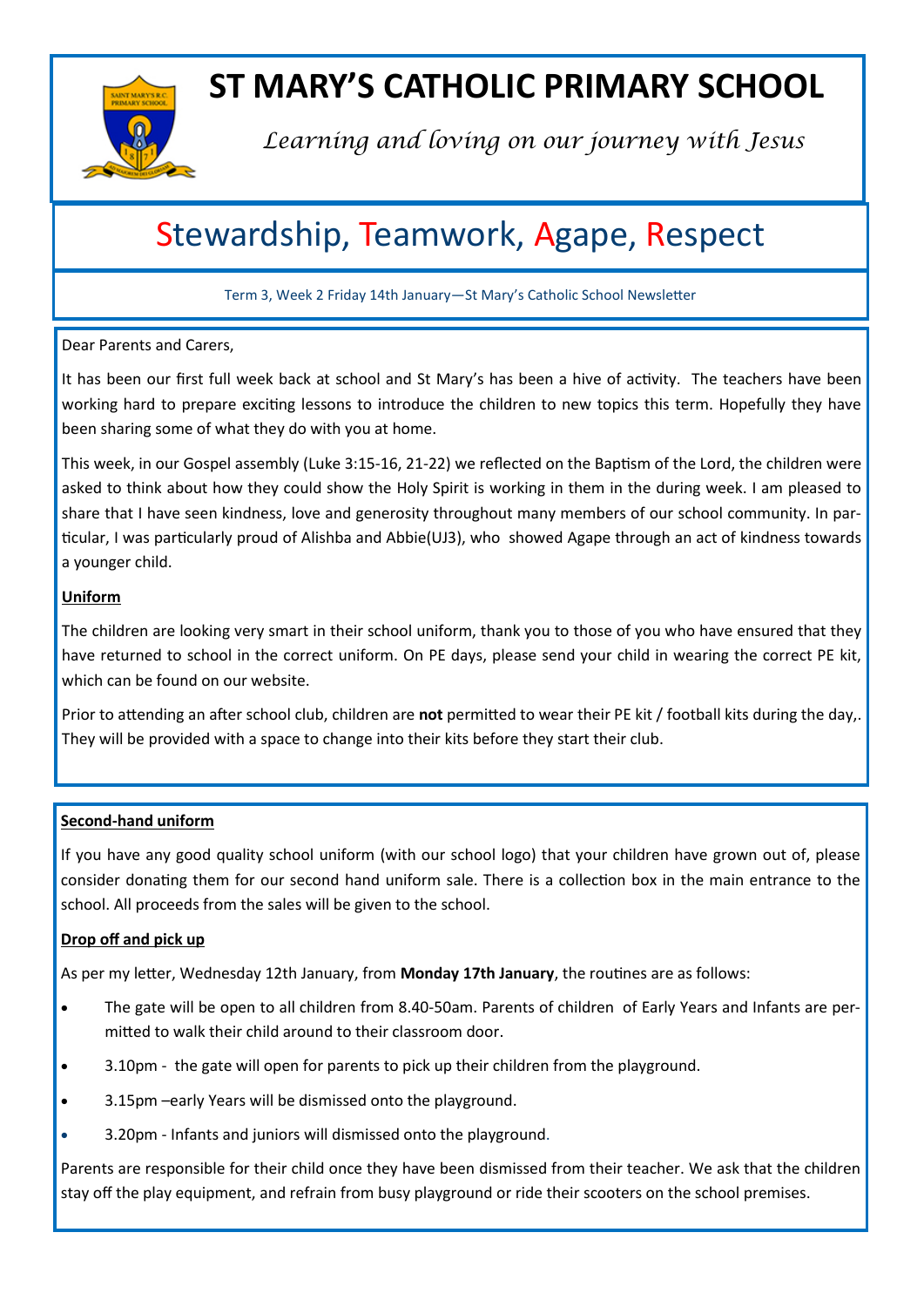# ST MARY'S CATHOLIC PRIMARY SCHOOL

*Learning and loving on our journey with Jesus*

## Stewardship, Teamwork, Agape, Respect

Term 3, Week 2 Friday 14th January—St Mary's Catholic School Newsletter

Dear Parents and Carers,

It has been our first full week back at school and St Mary's has been a hive of activity. The teachers have been working hard to prepare exciting lessons to introduce the children to new topics this term. Hopefully they have been sharing some of what they do with you at home.

This week, in our Gospel assembly (Luke 3:15-16, 21-22) we reflected on the Baptism of the Lord, the children were asked to think about how they could show the Holy Spirit is working in them in the during week. I am pleased to share that I have seen kindness, love and generosity throughout many members of our school community. In particular, I was particularly proud of Alishba and Abbie(UJ3), who showed Agape through an act of kindness towards a younger child.

**Uniform**

The children are looking very smart in their school uniform, thank you to those of you who have ensured that they have returned to school in the correct uniform. On PE days, please send your child in wearing the correct PE kit, which can be found on our website.

Prior to attending an after school club, children are **not** permitted to wear their PE kit / football kits during the day,. They will be provided with a space to change into their kits before they start their club.

**Second-hand uniform**

If you have any good quality school uniform (with our school logo) that your children have grown out of, please consider donating them for our second hand uniform sale. There is a collection box in the main entrance to the school. All proceeds from the sales will be given to the school.

**Drop off and pick up**

As per my letter, Wednesday 12th January, from **Monday 17th January**, the routines are as follows:

- The gate will be open to all children from 8.40-50am. Parents of children of Early Years and Infants are permitted to walk their child around to their classroom door.
- 3.10pm - the gate will open for parents to pick up their children from the playground.
- 3.15pm –early Years will be dismissed onto the playground.
- 3.20pm - Infants and juniors will dismissed onto the playground.

Parents are responsible for their child once they have been dismissed from their teacher. We ask that the children stay off the play equipment, and refrain from busy playground or ride their scooters on the school premises.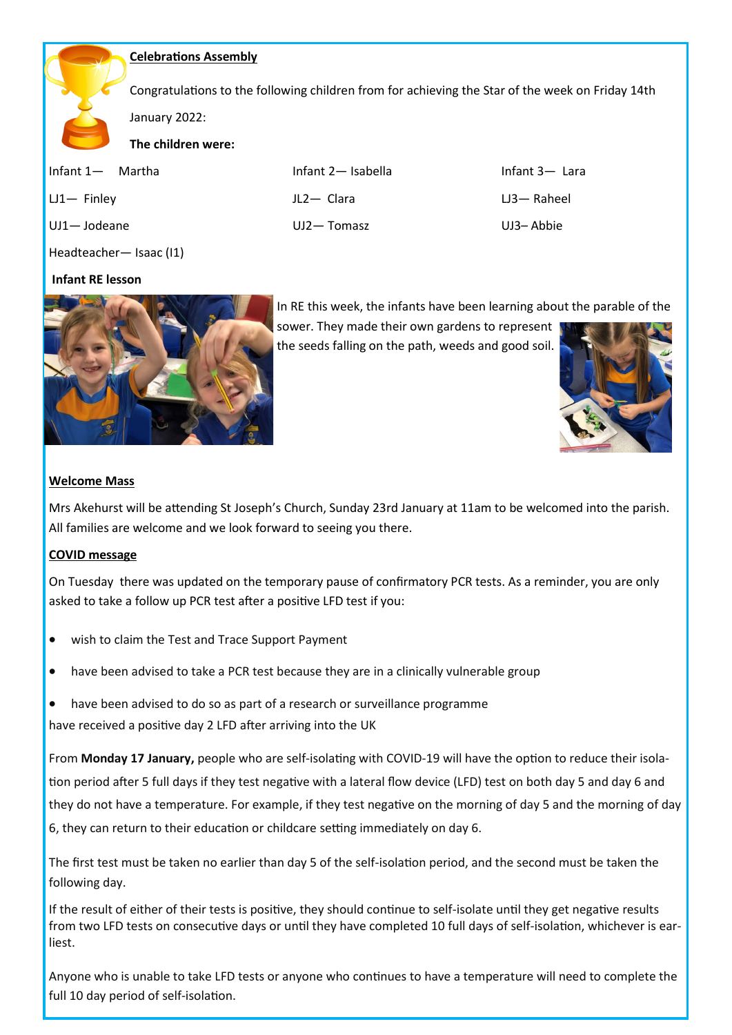## Celebrations Assembly

Congratulations to the following children from for achieving the Star of the week on Friday 14th January 2022:

**The children were:**

| | | |
|---|---|---|
| Infant 1— Martha | Infant 2— Isabella | Infant 3— Lara |
| LJ1— Finley | JL2— Clara | LJ3— Raheel |
| UJ1— Jodeane | UJ2— Tomasz | UJ3– Abbie |

Headteacher— Isaac (I1)

**Infant RE lesson**

In RE this week, the infants have been learning about the parable of the sower. They made their own gardens to represent the seeds falling on the path, weeds and good soil.

## Welcome Mass

Mrs Akehurst will be attending St Joseph's Church, Sunday 23rd January at 11am to be welcomed into the parish. All families are welcome and we look forward to seeing you there.

## COVID message

On Tuesday there was updated on the temporary pause of confirmatory PCR tests. As a reminder, you are only asked to take a follow up PCR test after a positive LFD test if you:

- wish to claim the Test and Trace Support Payment
- have been advised to take a PCR test because they are in a clinically vulnerable group
- have been advised to do so as part of a research or surveillance programme

have received a positive day 2 LFD after arriving into the UK

From **Monday 17 January,** people who are self-isolating with COVID-19 will have the option to reduce their isolation period after 5 full days if they test negative with a lateral flow device (LFD) test on both day 5 and day 6 and they do not have a temperature. For example, if they test negative on the morning of day 5 and the morning of day 6, they can return to their education or childcare setting immediately on day 6.

The first test must be taken no earlier than day 5 of the self-isolation period, and the second must be taken the following day.

If the result of either of their tests is positive, they should continue to self-isolate until they get negative results from two LFD tests on consecutive days or until they have completed 10 full days of self-isolation, whichever is earliest.

Anyone who is unable to take LFD tests or anyone who continues to have a temperature will need to complete the full 10 day period of self-isolation.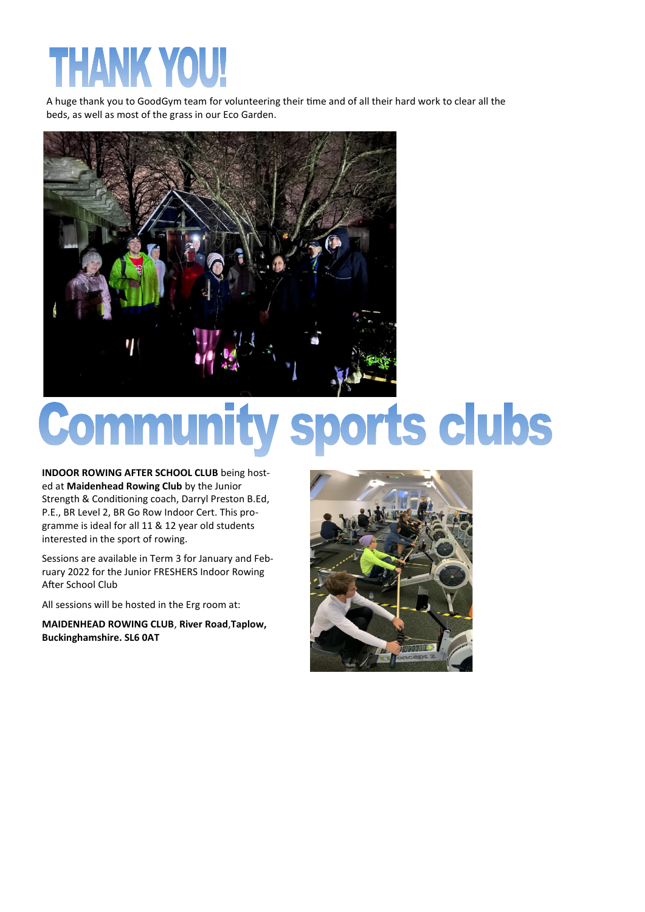# THANK YOU!

A huge thank you to GoodGym team for volunteering their time and of all their hard work to clear all the beds, as well as most of the grass in our Eco Garden.

# Community sports clubs

**INDOOR ROWING AFTER SCHOOL CLUB** being hosted at **Maidenhead Rowing Club** by the Junior Strength & Conditioning coach, Darryl Preston B.Ed, P.E., BR Level 2, BR Go Row Indoor Cert. This programme is ideal for all 11 & 12 year old students interested in the sport of rowing.

Sessions are available in Term 3 for January and February 2022 for the Junior FRESHERS Indoor Rowing After School Club

All sessions will be hosted in the Erg room at:

**MAIDENHEAD ROWING CLUB**, **River Road**,**Taplow, Buckinghamshire. SL6 0AT**